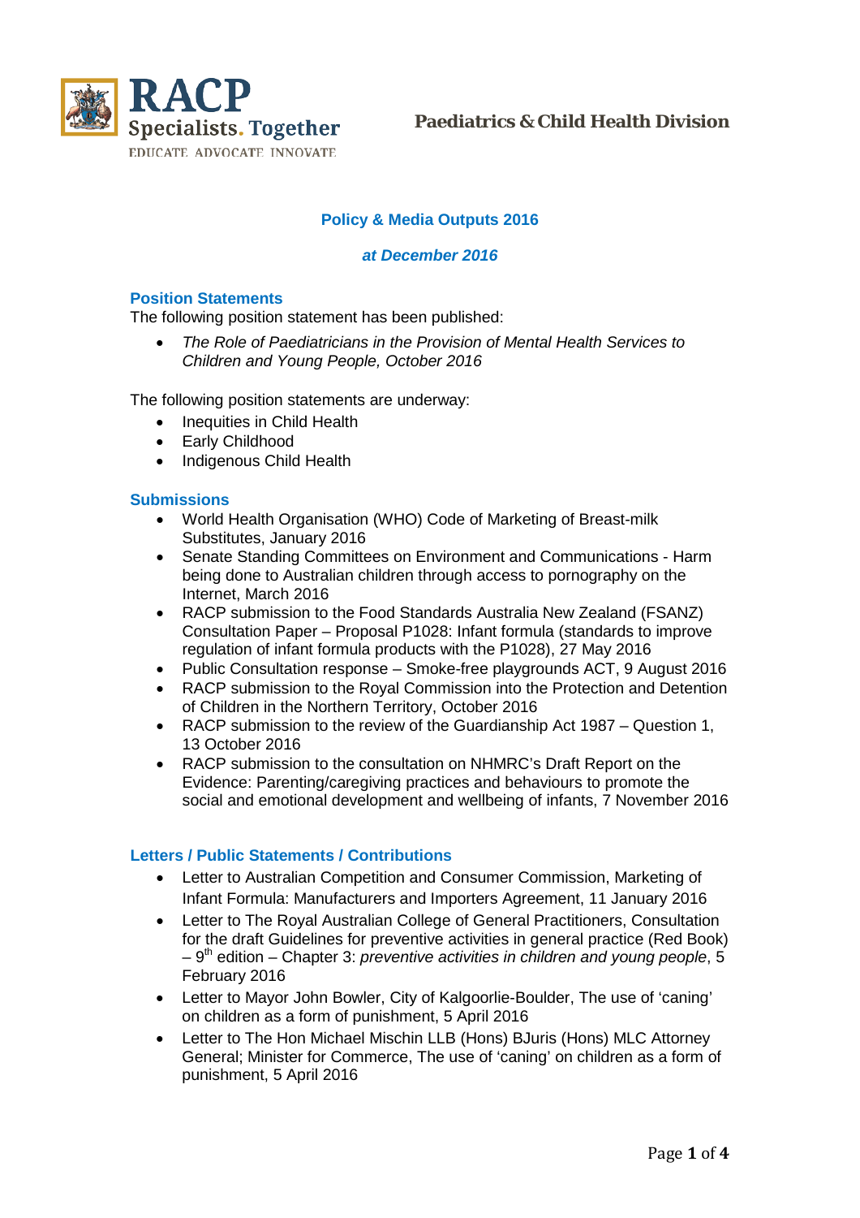RACP
Specialists. Together
EDUCATE ADVOCATE INNOVATE

Paediatrics & Child Health Division

# Policy & Media Outputs 2016

*at December 2016*

## Position Statements

The following position statement has been published:

- *The Role of Paediatricians in the Provision of Mental Health Services to Children and Young People, October 2016*

The following position statements are underway:

- Inequities in Child Health
- Early Childhood
- Indigenous Child Health

## Submissions

- World Health Organisation (WHO) Code of Marketing of Breast-milk Substitutes, January 2016
- Senate Standing Committees on Environment and Communications - Harm being done to Australian children through access to pornography on the Internet, March 2016
- RACP submission to the Food Standards Australia New Zealand (FSANZ) Consultation Paper – Proposal P1028: Infant formula (standards to improve regulation of infant formula products with the P1028), 27 May 2016
- Public Consultation response – Smoke-free playgrounds ACT, 9 August 2016
- RACP submission to the Royal Commission into the Protection and Detention of Children in the Northern Territory, October 2016
- RACP submission to the review of the Guardianship Act 1987 – Question 1, 13 October 2016
- RACP submission to the consultation on NHMRC's Draft Report on the Evidence: Parenting/caregiving practices and behaviours to promote the social and emotional development and wellbeing of infants, 7 November 2016

## Letters / Public Statements / Contributions

- Letter to Australian Competition and Consumer Commission, Marketing of Infant Formula: Manufacturers and Importers Agreement, 11 January 2016
- Letter to The Royal Australian College of General Practitioners, Consultation for the draft Guidelines for preventive activities in general practice (Red Book) – 9th edition – Chapter 3: *preventive activities in children and young people*, 5 February 2016
- Letter to Mayor John Bowler, City of Kalgoorlie-Boulder, The use of 'caning' on children as a form of punishment, 5 April 2016
- Letter to The Hon Michael Mischin LLB (Hons) BJuris (Hons) MLC Attorney General; Minister for Commerce, The use of 'caning' on children as a form of punishment, 5 April 2016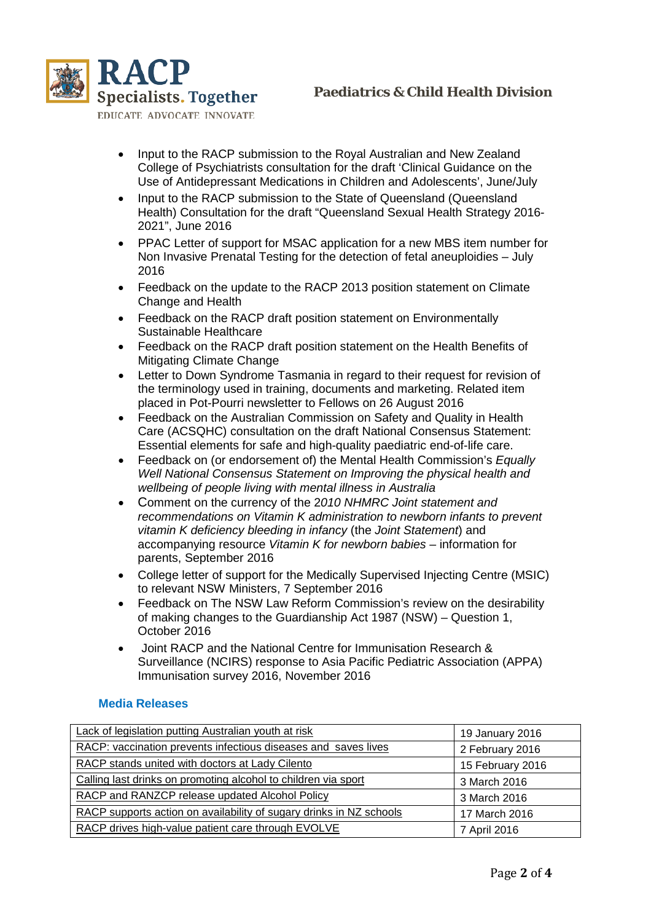- Input to the RACP submission to the Royal Australian and New Zealand College of Psychiatrists consultation for the draft 'Clinical Guidance on the Use of Antidepressant Medications in Children and Adolescents', June/July
- Input to the RACP submission to the State of Queensland (Queensland Health) Consultation for the draft "Queensland Sexual Health Strategy 2016-2021", June 2016
- PPAC Letter of support for MSAC application for a new MBS item number for Non Invasive Prenatal Testing for the detection of fetal aneuploidies – July 2016
- Feedback on the update to the RACP 2013 position statement on Climate Change and Health
- Feedback on the RACP draft position statement on Environmentally Sustainable Healthcare
- Feedback on the RACP draft position statement on the Health Benefits of Mitigating Climate Change
- Letter to Down Syndrome Tasmania in regard to their request for revision of the terminology used in training, documents and marketing. Related item placed in Pot-Pourri newsletter to Fellows on 26 August 2016
- Feedback on the Australian Commission on Safety and Quality in Health Care (ACSQHC) consultation on the draft National Consensus Statement: Essential elements for safe and high-quality paediatric end-of-life care.
- Feedback on (or endorsement of) the Mental Health Commission's *Equally Well National Consensus Statement on Improving the physical health and wellbeing of people living with mental illness in Australia*
- Comment on the currency of the *2010 NHMRC Joint statement and recommendations on Vitamin K administration to newborn infants to prevent vitamin K deficiency bleeding in infancy* (the *Joint Statement*) and accompanying resource *Vitamin K for newborn babies* – information for parents, September 2016
- College letter of support for the Medically Supervised Injecting Centre (MSIC) to relevant NSW Ministers, 7 September 2016
- Feedback on The NSW Law Reform Commission's review on the desirability of making changes to the Guardianship Act 1987 (NSW) – Question 1, October 2016
- Joint RACP and the National Centre for Immunisation Research & Surveillance (NCIRS) response to Asia Pacific Pediatric Association (APPA) Immunisation survey 2016, November 2016

### Media Releases

| | |
|---|---|
| Lack of legislation putting Australian youth at risk | 19 January 2016 |
| RACP: vaccination prevents infectious diseases and saves lives | 2 February 2016 |
| RACP stands united with doctors at Lady Cilento | 15 February 2016 |
| Calling last drinks on promoting alcohol to children via sport | 3 March 2016 |
| RACP and RANZCP release updated Alcohol Policy | 3 March 2016 |
| RACP supports action on availability of sugary drinks in NZ schools | 17 March 2016 |
| RACP drives high-value patient care through EVOLVE | 7 April 2016 |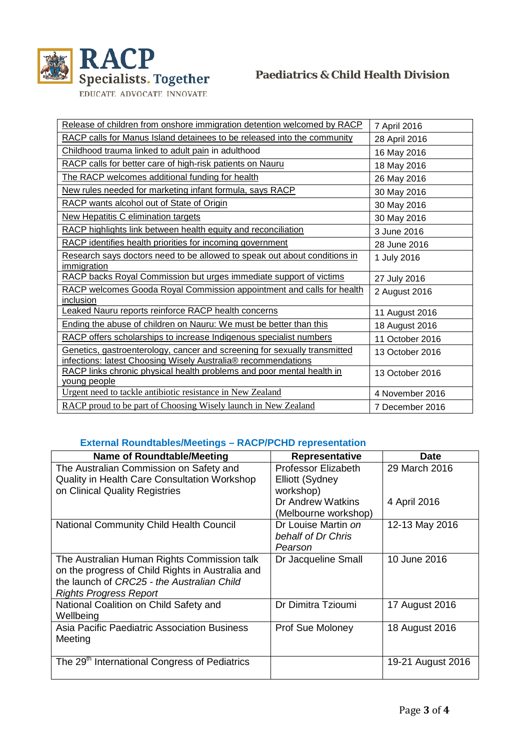| Release of children from onshore immigration detention welcomed by RACP | 7 April 2016 |
|---|---|
| RACP calls for Manus Island detainees to be released into the community | 28 April 2016 |
| Childhood trauma linked to adult pain in adulthood | 16 May 2016 |
| RACP calls for better care of high-risk patients on Nauru | 18 May 2016 |
| The RACP welcomes additional funding for health | 26 May 2016 |
| New rules needed for marketing infant formula, says RACP | 30 May 2016 |
| RACP wants alcohol out of State of Origin | 30 May 2016 |
| New Hepatitis C elimination targets | 30 May 2016 |
| RACP highlights link between health equity and reconciliation | 3 June 2016 |
| RACP identifies health priorities for incoming government | 28 June 2016 |
| Research says doctors need to be allowed to speak out about conditions in immigration | 1 July 2016 |
| RACP backs Royal Commission but urges immediate support of victims | 27 July 2016 |
| RACP welcomes Gooda Royal Commission appointment and calls for health inclusion | 2 August 2016 |
| Leaked Nauru reports reinforce RACP health concerns | 11 August 2016 |
| Ending the abuse of children on Nauru: We must be better than this | 18 August 2016 |
| RACP offers scholarships to increase Indigenous specialist numbers | 11 October 2016 |
| Genetics, gastroenterology, cancer and screening for sexually transmitted infections: latest Choosing Wisely Australia® recommendations | 13 October 2016 |
| RACP links chronic physical health problems and poor mental health in young people | 13 October 2016 |
| Urgent need to tackle antibiotic resistance in New Zealand | 4 November 2016 |
| RACP proud to be part of Choosing Wisely launch in New Zealand | 7 December 2016 |

### External Roundtables/Meetings – RACP/PCHD representation

| Name of Roundtable/Meeting | Representative | Date |
|---|---|---|
| The Australian Commission on Safety and Quality in Health Care Consultation Workshop on Clinical Quality Registries | Professor Elizabeth Elliott (Sydney workshop)<br>Dr Andrew Watkins (Melbourne workshop) | 29 March 2016<br>4 April 2016 |
| National Community Child Health Council | Dr Louise Martin *on behalf of Dr Chris Pearson* | 12-13 May 2016 |
| The Australian Human Rights Commission talk on the progress of Child Rights in Australia and the launch of *CRC25 - the Australian Child Rights Progress Report* | Dr Jacqueline Small | 10 June 2016 |
| National Coalition on Child Safety and Wellbeing | Dr Dimitra Tzioumi | 17 August 2016 |
| Asia Pacific Paediatric Association Business Meeting | Prof Sue Moloney | 18 August 2016 |
| The 29th International Congress of Pediatrics | | 19-21 August 2016 |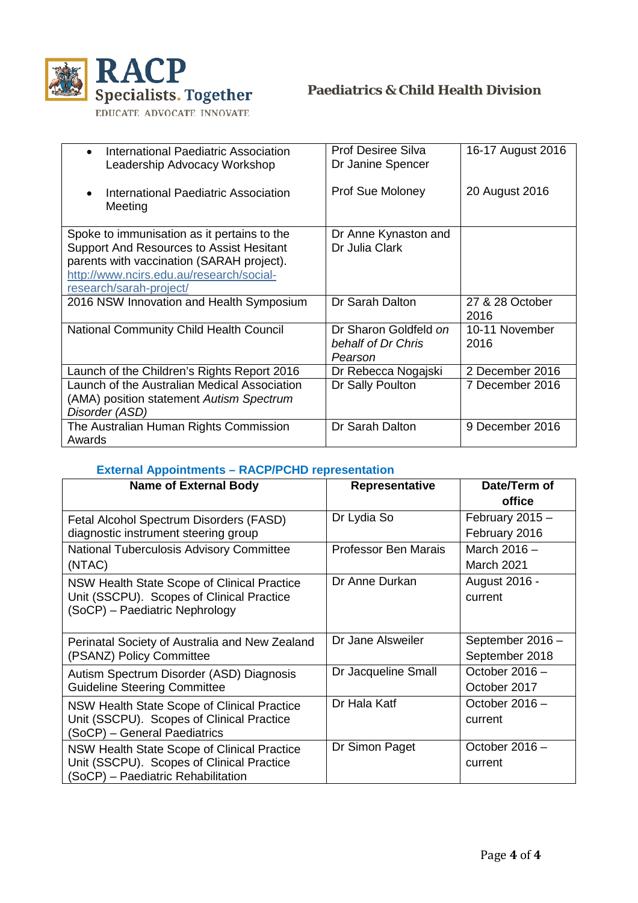| | | |
|---|---|---|
| • International Paediatric Association Leadership Advocacy Workshop<br><br>• International Paediatric Association Meeting | Prof Desiree Silva<br>Dr Janine Spencer<br><br>Prof Sue Moloney | 16-17 August 2016<br><br>20 August 2016 |
| Spoke to immunisation as it pertains to the Support And Resources to Assist Hesitant parents with vaccination (SARAH project). [http://www.ncirs.edu.au/research/social-research/sarah-project/](http://www.ncirs.edu.au/research/social-research/sarah-project/) | Dr Anne Kynaston and Dr Julia Clark | |
| 2016 NSW Innovation and Health Symposium | Dr Sarah Dalton | 27 & 28 October 2016 |
| National Community Child Health Council | Dr Sharon Goldfeld *on behalf of Dr Chris Pearson* | 10-11 November 2016 |
| Launch of the Children's Rights Report 2016 | Dr Rebecca Nogajski | 2 December 2016 |
| Launch of the Australian Medical Association (AMA) position statement *Autism Spectrum Disorder (ASD)* | Dr Sally Poulton | 7 December 2016 |
| The Australian Human Rights Commission Awards | Dr Sarah Dalton | 9 December 2016 |

### External Appointments – RACP/PCHD representation

| Name of External Body | Representative | Date/Term of office |
|---|---|---|
| Fetal Alcohol Spectrum Disorders (FASD) diagnostic instrument steering group | Dr Lydia So | February 2015 – February 2016 |
| National Tuberculosis Advisory Committee (NTAC) | Professor Ben Marais | March 2016 – March 2021 |
| NSW Health State Scope of Clinical Practice Unit (SSCPU). Scopes of Clinical Practice (SoCP) – Paediatric Nephrology | Dr Anne Durkan | August 2016 - current |
| Perinatal Society of Australia and New Zealand (PSANZ) Policy Committee | Dr Jane Alsweiler | September 2016 – September 2018 |
| Autism Spectrum Disorder (ASD) Diagnosis Guideline Steering Committee | Dr Jacqueline Small | October 2016 – October 2017 |
| NSW Health State Scope of Clinical Practice Unit (SSCPU). Scopes of Clinical Practice (SoCP) – General Paediatrics | Dr Hala Katf | October 2016 – current |
| NSW Health State Scope of Clinical Practice Unit (SSCPU). Scopes of Clinical Practice (SoCP) – Paediatric Rehabilitation | Dr Simon Paget | October 2016 – current |